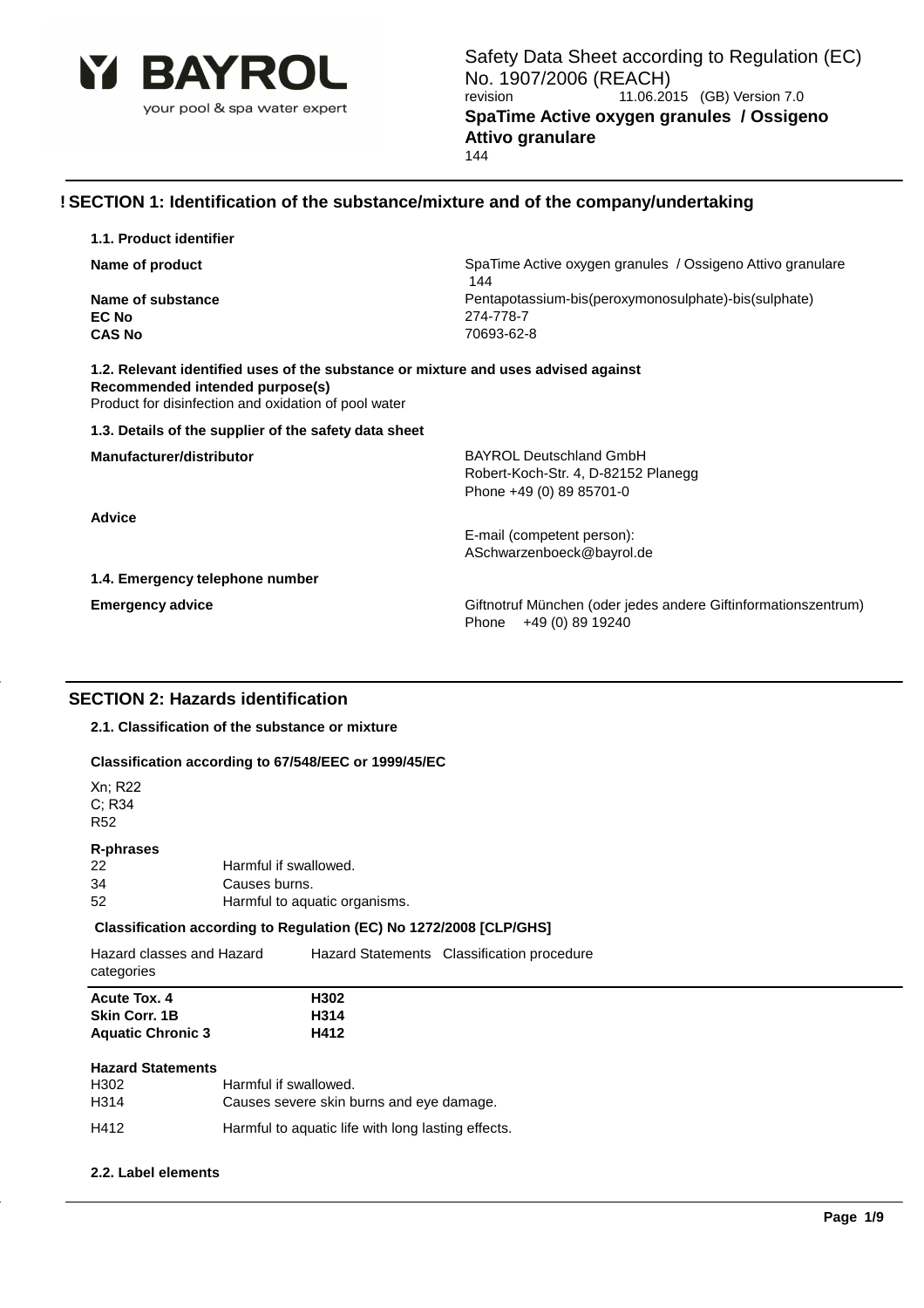# Safety Data Sheet according to Regulation (EC) No. 1907/2006 (REACH)

revision 11.06.2015 (GB) Version 7.0

**SpaTime Active oxygen granules / Ossigeno Attivo granulare**

144

## ! SECTION 1: Identification of the substance/mixture and of the company/undertaking

### 1.1. Product identifier

| | |
|---|---|
| **Name of product** | SpaTime Active oxygen granules / Ossigeno Attivo granulare 144 |
| **Name of substance** | Pentapotassium-bis(peroxymonosulphate)-bis(sulphate) |
| **EC No** | 274-778-7 |
| **CAS No** | 70693-62-8 |

### 1.2. Relevant identified uses of the substance or mixture and uses advised against

**Recommended intended purpose(s)**

Product for disinfection and oxidation of pool water

### 1.3. Details of the supplier of the safety data sheet

| | |
|---|---|
| **Manufacturer/distributor** | BAYROL Deutschland GmbH<br>Robert-Koch-Str. 4, D-82152 Planegg<br>Phone +49 (0) 89 85701-0 |
| **Advice** | E-mail (competent person):<br>ASchwarzenboeck@bayrol.de |

### 1.4. Emergency telephone number

| | |
|---|---|
| **Emergency advice** | Giftnotruf München (oder jedes andere Giftinformationszentrum)<br>Phone +49 (0) 89 19240 |

## SECTION 2: Hazards identification

### 2.1. Classification of the substance or mixture

**Classification according to 67/548/EEC or 1999/45/EC**

Xn; R22
C; R34
R52

**R-phrases**

| | |
|---|---|
| 22 | Harmful if swallowed. |
| 34 | Causes burns. |
| 52 | Harmful to aquatic organisms. |

**Classification according to Regulation (EC) No 1272/2008 [CLP/GHS]**

| Hazard classes and Hazard categories | Hazard Statements | Classification procedure |
|---|---|---|
| **Acute Tox. 4** | **H302** | |
| **Skin Corr. 1B** | **H314** | |
| **Aquatic Chronic 3** | **H412** | |

**Hazard Statements**

| | |
|---|---|
| H302 | Harmful if swallowed. |
| H314 | Causes severe skin burns and eye damage. |
| H412 | Harmful to aquatic life with long lasting effects. |

### 2.2. Label elements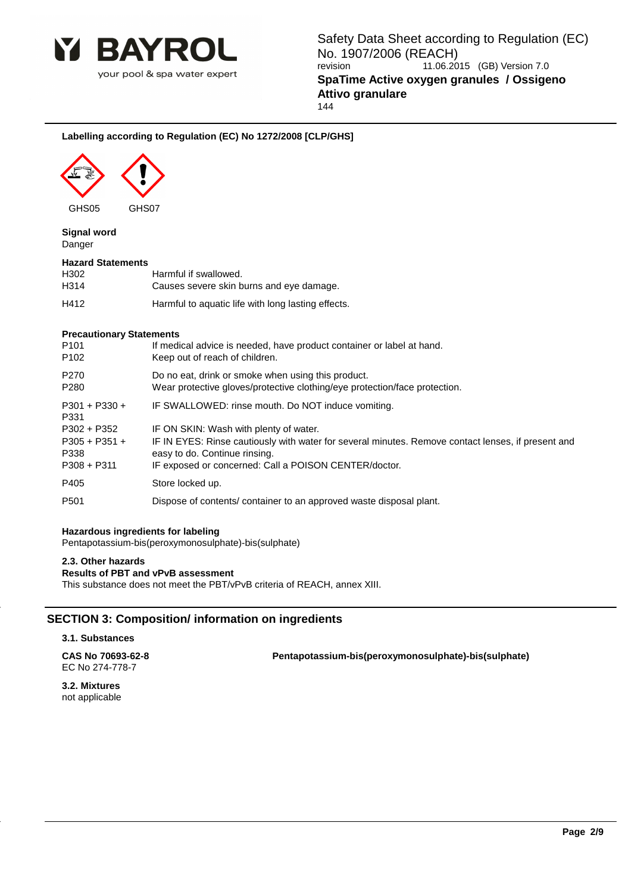**Labelling according to Regulation (EC) No 1272/2008 [CLP/GHS]**

GHS05 GHS07

**Signal word**
Danger

**Hazard Statements**

| | |
|---|---|
| H302 | Harmful if swallowed. |
| H314 | Causes severe skin burns and eye damage. |
| H412 | Harmful to aquatic life with long lasting effects. |

**Precautionary Statements**

| | |
|---|---|
| P101 | If medical advice is needed, have product container or label at hand. |
| P102 | Keep out of reach of children. |
| P270 | Do no eat, drink or smoke when using this product. |
| P280 | Wear protective gloves/protective clothing/eye protection/face protection. |
| P301 + P330 + P331 | IF SWALLOWED: rinse mouth. Do NOT induce vomiting. |
| P302 + P352 | IF ON SKIN: Wash with plenty of water. |
| P305 + P351 + P338 | IF IN EYES: Rinse cautiously with water for several minutes. Remove contact lenses, if present and easy to do. Continue rinsing. |
| P308 + P311 | IF exposed or concerned: Call a POISON CENTER/doctor. |
| P405 | Store locked up. |
| P501 | Dispose of contents/ container to an approved waste disposal plant. |

**Hazardous ingredients for labeling**
Pentapotassium-bis(peroxymonosulphate)-bis(sulphate)

**2.3. Other hazards**
**Results of PBT and vPvB assessment**
This substance does not meet the PBT/vPvB criteria of REACH, annex XIII.

## SECTION 3: Composition/ information on ingredients

**3.1. Substances**

**CAS No 70693-62-8** **Pentapotassium-bis(peroxymonosulphate)-bis(sulphate)**
EC No 274-778-7

**3.2. Mixtures**
not applicable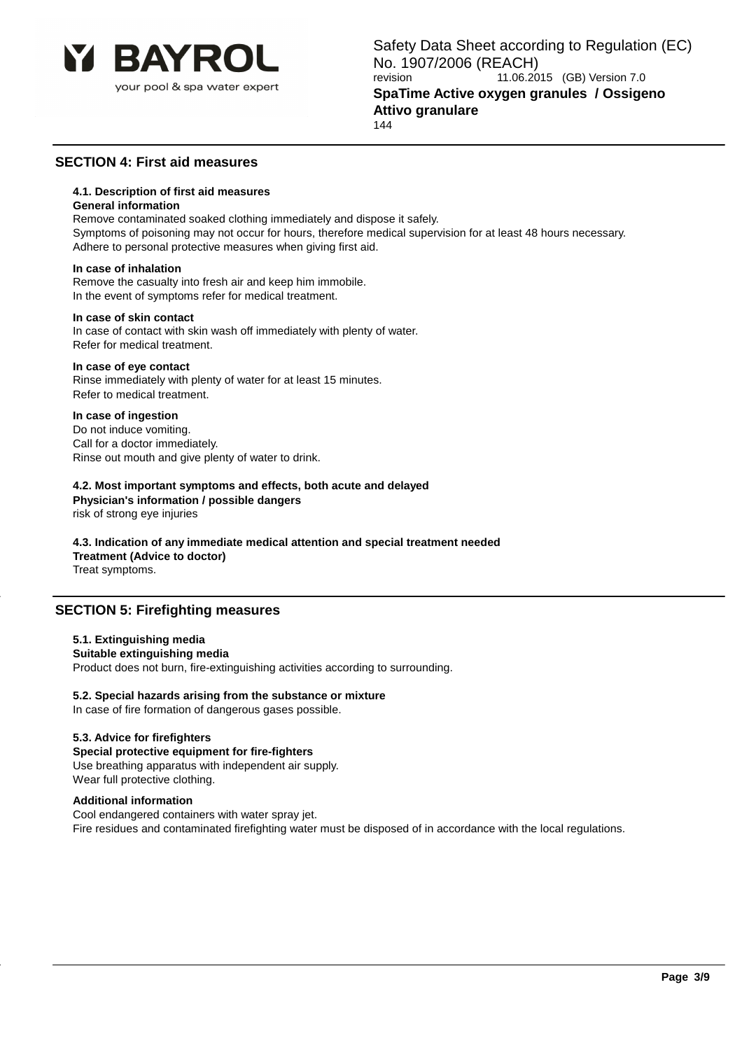## SECTION 4: First aid measures

### 4.1. Description of first aid measures

**General information**

Remove contaminated soaked clothing immediately and dispose it safely.
Symptoms of poisoning may not occur for hours, therefore medical supervision for at least 48 hours necessary.
Adhere to personal protective measures when giving first aid.

**In case of inhalation**

Remove the casualty into fresh air and keep him immobile.
In the event of symptoms refer for medical treatment.

**In case of skin contact**

In case of contact with skin wash off immediately with plenty of water.
Refer for medical treatment.

**In case of eye contact**

Rinse immediately with plenty of water for at least 15 minutes.
Refer to medical treatment.

**In case of ingestion**

Do not induce vomiting.
Call for a doctor immediately.
Rinse out mouth and give plenty of water to drink.

### 4.2. Most important symptoms and effects, both acute and delayed

**Physician's information / possible dangers**

risk of strong eye injuries

### 4.3. Indication of any immediate medical attention and special treatment needed

**Treatment (Advice to doctor)**

Treat symptoms.

## SECTION 5: Firefighting measures

### 5.1. Extinguishing media

**Suitable extinguishing media**

Product does not burn, fire-extinguishing activities according to surrounding.

### 5.2. Special hazards arising from the substance or mixture

In case of fire formation of dangerous gases possible.

### 5.3. Advice for firefighters

**Special protective equipment for fire-fighters**

Use breathing apparatus with independent air supply.
Wear full protective clothing.

**Additional information**

Cool endangered containers with water spray jet.
Fire residues and contaminated firefighting water must be disposed of in accordance with the local regulations.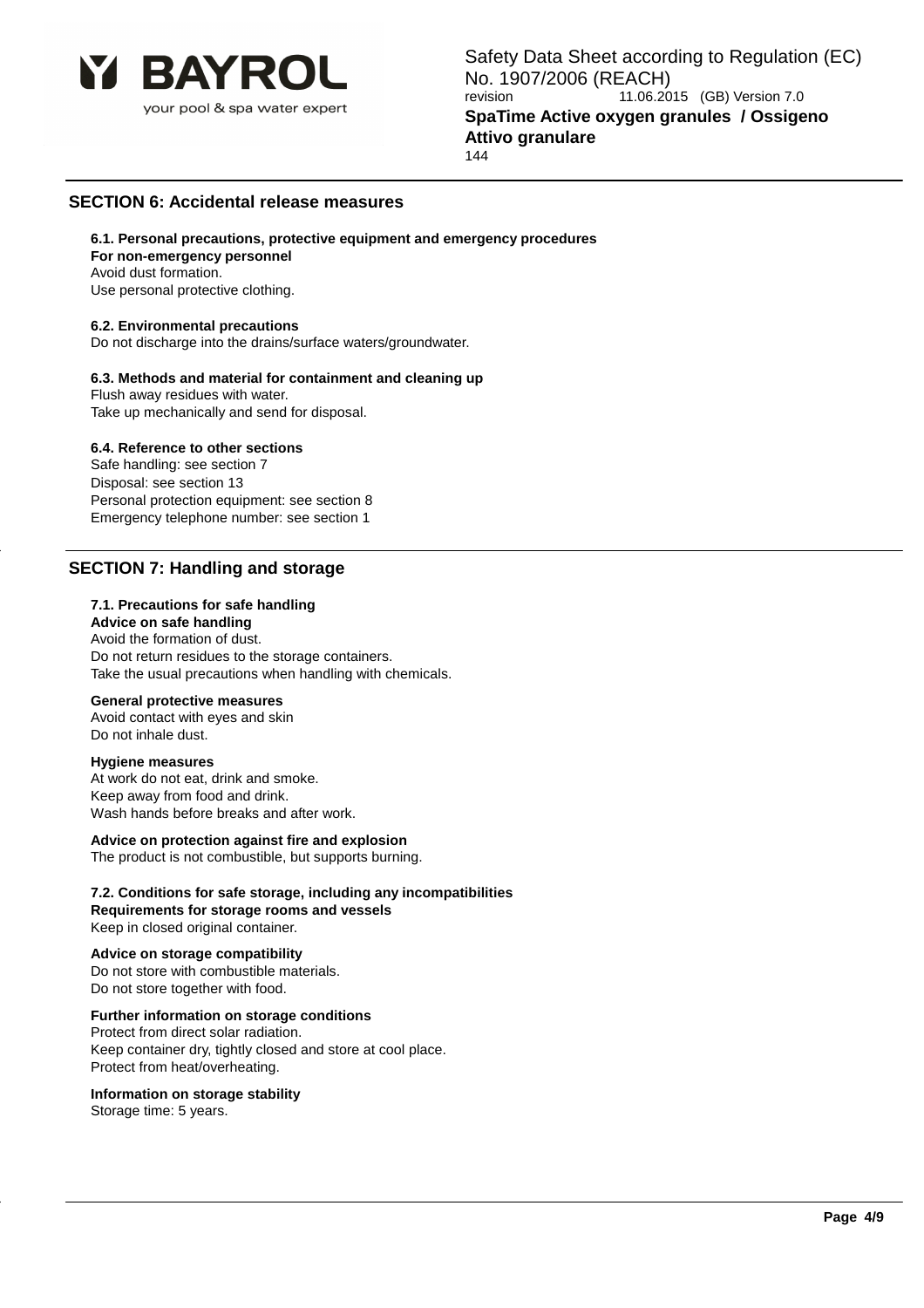## SECTION 6: Accidental release measures

### 6.1. Personal precautions, protective equipment and emergency procedures

**For non-emergency personnel**

Avoid dust formation.
Use personal protective clothing.

### 6.2. Environmental precautions

Do not discharge into the drains/surface waters/groundwater.

### 6.3. Methods and material for containment and cleaning up

Flush away residues with water.
Take up mechanically and send for disposal.

### 6.4. Reference to other sections

Safe handling: see section 7
Disposal: see section 13
Personal protection equipment: see section 8
Emergency telephone number: see section 1

## SECTION 7: Handling and storage

### 7.1. Precautions for safe handling

**Advice on safe handling**

Avoid the formation of dust.
Do not return residues to the storage containers.
Take the usual precautions when handling with chemicals.

**General protective measures**

Avoid contact with eyes and skin
Do not inhale dust.

**Hygiene measures**

At work do not eat, drink and smoke.
Keep away from food and drink.
Wash hands before breaks and after work.

**Advice on protection against fire and explosion**

The product is not combustible, but supports burning.

### 7.2. Conditions for safe storage, including any incompatibilities

**Requirements for storage rooms and vessels**

Keep in closed original container.

**Advice on storage compatibility**

Do not store with combustible materials.
Do not store together with food.

**Further information on storage conditions**

Protect from direct solar radiation.
Keep container dry, tightly closed and store at cool place.
Protect from heat/overheating.

**Information on storage stability**

Storage time: 5 years.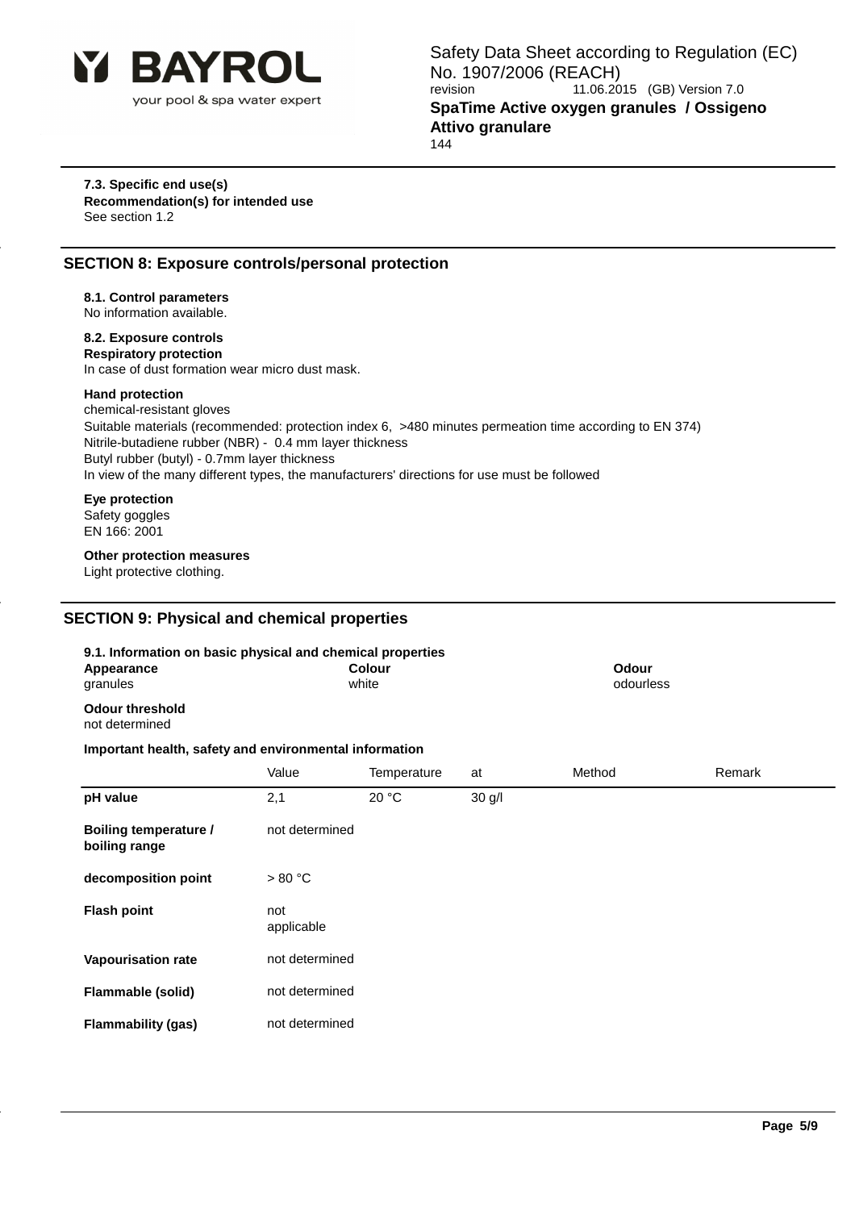**7.3. Specific end use(s)**
**Recommendation(s) for intended use**
See section 1.2

## SECTION 8: Exposure controls/personal protection

**8.1. Control parameters**
No information available.

**8.2. Exposure controls**
**Respiratory protection**
In case of dust formation wear micro dust mask.

**Hand protection**
chemical-resistant gloves
Suitable materials (recommended: protection index 6, >480 minutes permeation time according to EN 374)
Nitrile-butadiene rubber (NBR) - 0.4 mm layer thickness
Butyl rubber (butyl) - 0.7mm layer thickness
In view of the many different types, the manufacturers' directions for use must be followed

**Eye protection**
Safety goggles
EN 166: 2001

**Other protection measures**
Light protective clothing.

## SECTION 9: Physical and chemical properties

**9.1. Information on basic physical and chemical properties**

| Appearance | Colour | Odour |
|---|---|---|
| granules | white | odourless |

**Odour threshold**
not determined

**Important health, safety and environmental information**

| | Value | Temperature | at | Method | Remark |
|---|---|---|---|---|---|
| **pH value** | 2,1 | 20 °C | 30 g/l | | |
| **Boiling temperature / boiling range** | not determined | | | | |
| **decomposition point** | > 80 °C | | | | |
| **Flash point** | not applicable | | | | |
| **Vapourisation rate** | not determined | | | | |
| **Flammable (solid)** | not determined | | | | |
| **Flammability (gas)** | not determined | | | | |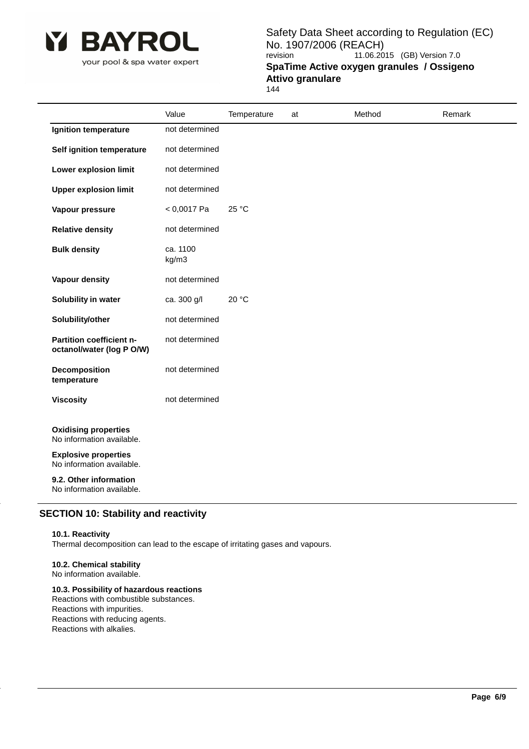| | Value | Temperature | at | Method | Remark |
|---|---|---|---|---|---|
| **Ignition temperature** | not determined | | | | |
| **Self ignition temperature** | not determined | | | | |
| **Lower explosion limit** | not determined | | | | |
| **Upper explosion limit** | not determined | | | | |
| **Vapour pressure** | < 0,0017 Pa | 25 °C | | | |
| **Relative density** | not determined | | | | |
| **Bulk density** | ca. 1100 kg/m3 | | | | |
| **Vapour density** | not determined | | | | |
| **Solubility in water** | ca. 300 g/l | 20 °C | | | |
| **Solubility/other** | not determined | | | | |
| **Partition coefficient n-octanol/water (log P O/W)** | not determined | | | | |
| **Decomposition temperature** | not determined | | | | |
| **Viscosity** | not determined | | | | |

**Oxidising properties**
No information available.

**Explosive properties**
No information available.

**9.2. Other information**
No information available.

## SECTION 10: Stability and reactivity

**10.1. Reactivity**
Thermal decomposition can lead to the escape of irritating gases and vapours.

**10.2. Chemical stability**
No information available.

**10.3. Possibility of hazardous reactions**
Reactions with combustible substances.
Reactions with impurities.
Reactions with reducing agents.
Reactions with alkalies.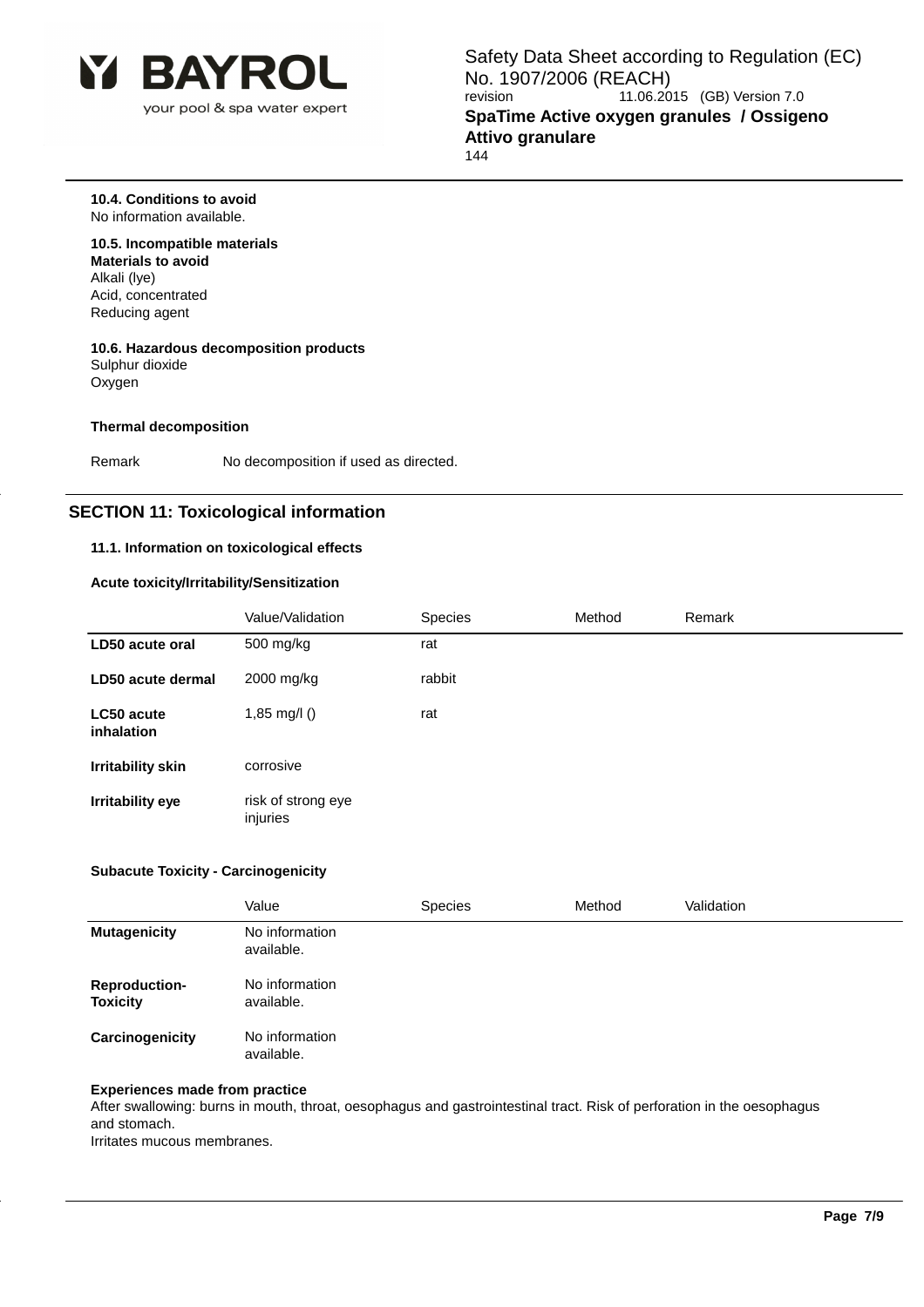**10.4. Conditions to avoid**
No information available.

**10.5. Incompatible materials**
**Materials to avoid**
Alkali (lye)
Acid, concentrated
Reducing agent

**10.6. Hazardous decomposition products**
Sulphur dioxide
Oxygen

**Thermal decomposition**

Remark No decomposition if used as directed.

## SECTION 11: Toxicological information

**11.1. Information on toxicological effects**

**Acute toxicity/Irritability/Sensitization**

| | Value/Validation | Species | Method | Remark |
|---|---|---|---|---|
| **LD50 acute oral** | 500 mg/kg | rat | | |
| **LD50 acute dermal** | 2000 mg/kg | rabbit | | |
| **LC50 acute inhalation** | 1,85 mg/l () | rat | | |
| **Irritability skin** | corrosive | | | |
| **Irritability eye** | risk of strong eye injuries | | | |

**Subacute Toxicity - Carcinogenicity**

| | Value | Species | Method | Validation |
|---|---|---|---|---|
| **Mutagenicity** | No information available. | | | |
| **Reproduction-Toxicity** | No information available. | | | |
| **Carcinogenicity** | No information available. | | | |

**Experiences made from practice**
After swallowing: burns in mouth, throat, oesophagus and gastrointestinal tract. Risk of perforation in the oesophagus and stomach.
Irritates mucous membranes.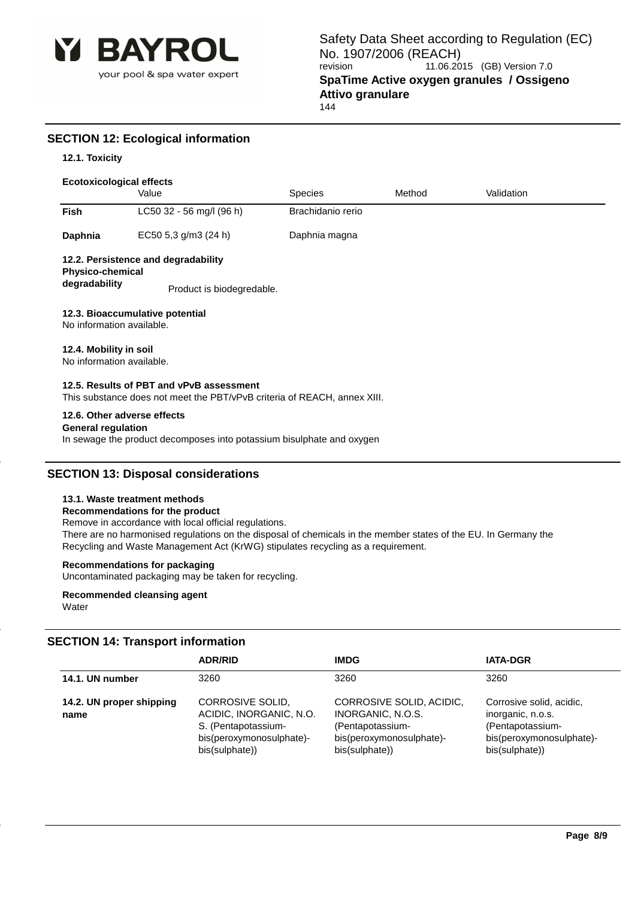## SECTION 12: Ecological information

### 12.1. Toxicity

**Ecotoxicological effects**

| | Value | Species | Method | Validation |
|---|---|---|---|---|
| **Fish** | LC50 32 - 56 mg/l (96 h) | Brachidanio rerio | | |
| **Daphnia** | EC50 5,3 g/m3 (24 h) | Daphnia magna | | |

### 12.2. Persistence and degradability

**Physico-chemical degradability**
Product is biodegredable.

### 12.3. Bioaccumulative potential

No information available.

### 12.4. Mobility in soil

No information available.

### 12.5. Results of PBT and vPvB assessment

This substance does not meet the PBT/vPvB criteria of REACH, annex XIII.

### 12.6. Other adverse effects

**General regulation**
In sewage the product decomposes into potassium bisulphate and oxygen

## SECTION 13: Disposal considerations

### 13.1. Waste treatment methods

**Recommendations for the product**
Remove in accordance with local official regulations.
There are no harmonised regulations on the disposal of chemicals in the member states of the EU. In Germany the Recycling and Waste Management Act (KrWG) stipulates recycling as a requirement.

**Recommendations for packaging**
Uncontaminated packaging may be taken for recycling.

**Recommended cleansing agent**
Water

## SECTION 14: Transport information

| | ADR/RID | IMDG | IATA-DGR |
|---|---|---|---|
| **14.1. UN number** | 3260 | 3260 | 3260 |
| **14.2. UN proper shipping name** | CORROSIVE SOLID, ACIDIC, INORGANIC, N.O. S. (Pentapotassium-bis(peroxymonosulphate)-bis(sulphate)) | CORROSIVE SOLID, ACIDIC, INORGANIC, N.O.S. (Pentapotassium-bis(peroxymonosulphate)-bis(sulphate)) | Corrosive solid, acidic, inorganic, n.o.s. (Pentapotassium-bis(peroxymonosulphate)-bis(sulphate)) |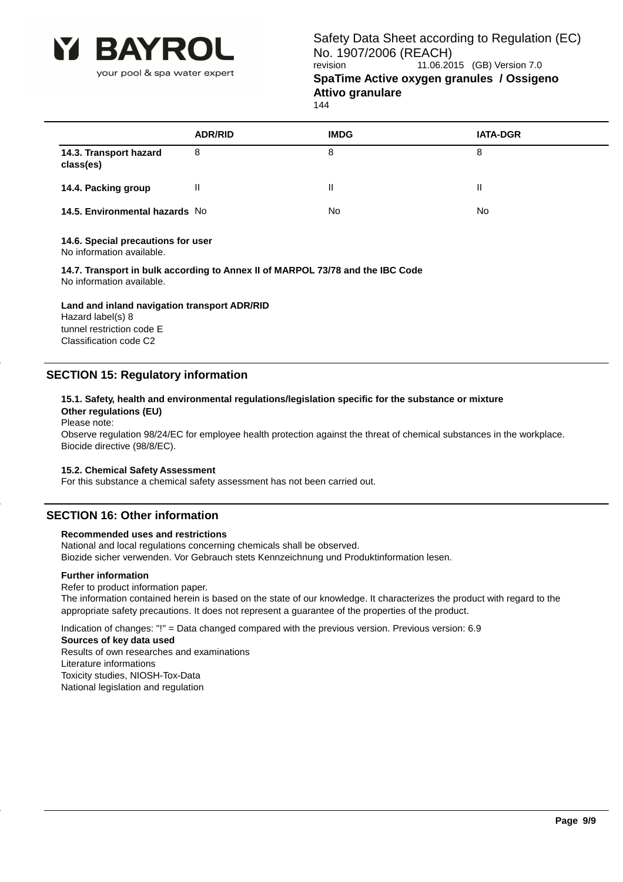| | ADR/RID | IMDG | IATA-DGR |
|---|---|---|---|
| **14.3. Transport hazard class(es)** | 8 | 8 | 8 |
| **14.4. Packing group** | II | II | II |
| **14.5. Environmental hazards** | No | No | No |

**14.6. Special precautions for user**
No information available.

**14.7. Transport in bulk according to Annex II of MARPOL 73/78 and the IBC Code**
No information available.

**Land and inland navigation transport ADR/RID**
Hazard label(s) 8
tunnel restriction code E
Classification code C2

## SECTION 15: Regulatory information

**15.1. Safety, health and environmental regulations/legislation specific for the substance or mixture**
**Other regulations (EU)**
Please note:
Observe regulation 98/24/EC for employee health protection against the threat of chemical substances in the workplace.
Biocide directive (98/8/EC).

**15.2. Chemical Safety Assessment**
For this substance a chemical safety assessment has not been carried out.

## SECTION 16: Other information

**Recommended uses and restrictions**
National and local regulations concerning chemicals shall be observed.
Biozide sicher verwenden. Vor Gebrauch stets Kennzeichnung und Produktinformation lesen.

**Further information**
Refer to product information paper.
The information contained herein is based on the state of our knowledge. It characterizes the product with regard to the appropriate safety precautions. It does not represent a guarantee of the properties of the product.

Indication of changes: "!" = Data changed compared with the previous version. Previous version: 6.9
**Sources of key data used**
Results of own researches and examinations
Literature informations
Toxicity studies, NIOSH-Tox-Data
National legislation and regulation